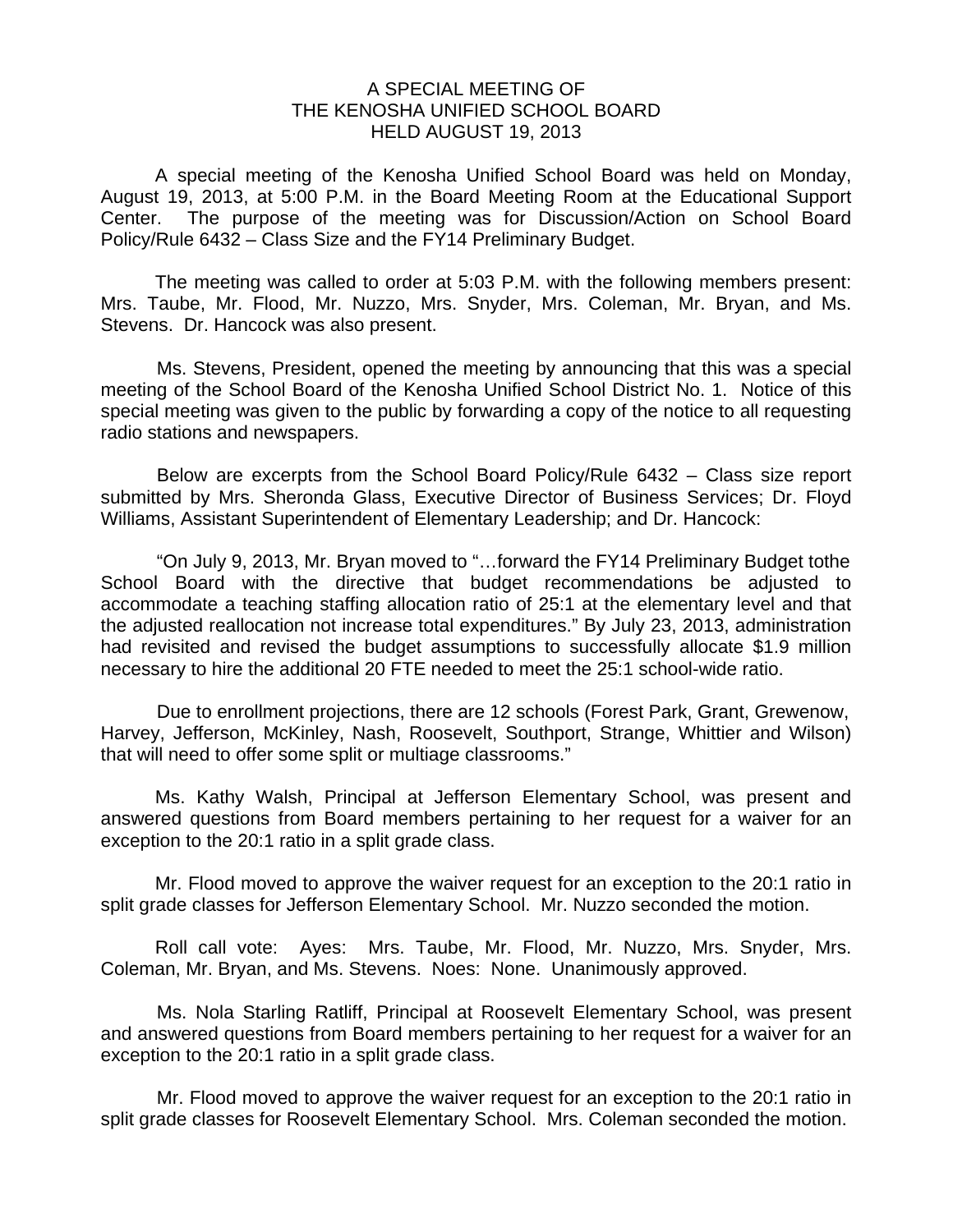# A SPECIAL MEETING OF
# THE KENOSHA UNIFIED SCHOOL BOARD
# HELD AUGUST 19, 2013

A special meeting of the Kenosha Unified School Board was held on Monday, August 19, 2013, at 5:00 P.M. in the Board Meeting Room at the Educational Support Center. The purpose of the meeting was for Discussion/Action on School Board Policy/Rule 6432 – Class Size and the FY14 Preliminary Budget.

The meeting was called to order at 5:03 P.M. with the following members present: Mrs. Taube, Mr. Flood, Mr. Nuzzo, Mrs. Snyder, Mrs. Coleman, Mr. Bryan, and Ms. Stevens. Dr. Hancock was also present.

Ms. Stevens, President, opened the meeting by announcing that this was a special meeting of the School Board of the Kenosha Unified School District No. 1. Notice of this special meeting was given to the public by forwarding a copy of the notice to all requesting radio stations and newspapers.

Below are excerpts from the School Board Policy/Rule 6432 – Class size report submitted by Mrs. Sheronda Glass, Executive Director of Business Services; Dr. Floyd Williams, Assistant Superintendent of Elementary Leadership; and Dr. Hancock:

"On July 9, 2013, Mr. Bryan moved to "…forward the FY14 Preliminary Budget tothe School Board with the directive that budget recommendations be adjusted to accommodate a teaching staffing allocation ratio of 25:1 at the elementary level and that the adjusted reallocation not increase total expenditures." By July 23, 2013, administration had revisited and revised the budget assumptions to successfully allocate $1.9 million necessary to hire the additional 20 FTE needed to meet the 25:1 school-wide ratio.

Due to enrollment projections, there are 12 schools (Forest Park, Grant, Grewenow, Harvey, Jefferson, McKinley, Nash, Roosevelt, Southport, Strange, Whittier and Wilson) that will need to offer some split or multiage classrooms."

Ms. Kathy Walsh, Principal at Jefferson Elementary School, was present and answered questions from Board members pertaining to her request for a waiver for an exception to the 20:1 ratio in a split grade class.

Mr. Flood moved to approve the waiver request for an exception to the 20:1 ratio in split grade classes for Jefferson Elementary School. Mr. Nuzzo seconded the motion.

Roll call vote: Ayes: Mrs. Taube, Mr. Flood, Mr. Nuzzo, Mrs. Snyder, Mrs. Coleman, Mr. Bryan, and Ms. Stevens. Noes: None. Unanimously approved.

Ms. Nola Starling Ratliff, Principal at Roosevelt Elementary School, was present and answered questions from Board members pertaining to her request for a waiver for an exception to the 20:1 ratio in a split grade class.

Mr. Flood moved to approve the waiver request for an exception to the 20:1 ratio in split grade classes for Roosevelt Elementary School. Mrs. Coleman seconded the motion.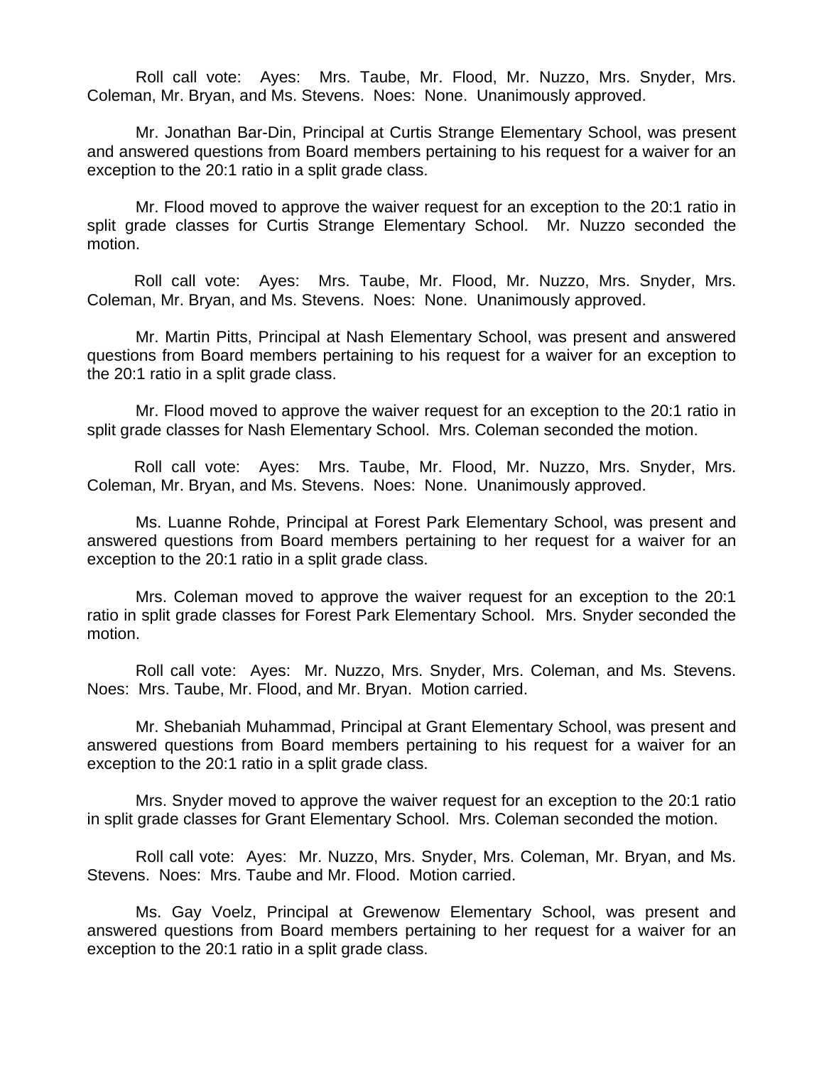Roll call vote: Ayes: Mrs. Taube, Mr. Flood, Mr. Nuzzo, Mrs. Snyder, Mrs. Coleman, Mr. Bryan, and Ms. Stevens. Noes: None. Unanimously approved.

Mr. Jonathan Bar-Din, Principal at Curtis Strange Elementary School, was present and answered questions from Board members pertaining to his request for a waiver for an exception to the 20:1 ratio in a split grade class.

Mr. Flood moved to approve the waiver request for an exception to the 20:1 ratio in split grade classes for Curtis Strange Elementary School. Mr. Nuzzo seconded the motion.

Roll call vote: Ayes: Mrs. Taube, Mr. Flood, Mr. Nuzzo, Mrs. Snyder, Mrs. Coleman, Mr. Bryan, and Ms. Stevens. Noes: None. Unanimously approved.

Mr. Martin Pitts, Principal at Nash Elementary School, was present and answered questions from Board members pertaining to his request for a waiver for an exception to the 20:1 ratio in a split grade class.

Mr. Flood moved to approve the waiver request for an exception to the 20:1 ratio in split grade classes for Nash Elementary School. Mrs. Coleman seconded the motion.

Roll call vote: Ayes: Mrs. Taube, Mr. Flood, Mr. Nuzzo, Mrs. Snyder, Mrs. Coleman, Mr. Bryan, and Ms. Stevens. Noes: None. Unanimously approved.

Ms. Luanne Rohde, Principal at Forest Park Elementary School, was present and answered questions from Board members pertaining to her request for a waiver for an exception to the 20:1 ratio in a split grade class.

Mrs. Coleman moved to approve the waiver request for an exception to the 20:1 ratio in split grade classes for Forest Park Elementary School. Mrs. Snyder seconded the motion.

Roll call vote: Ayes: Mr. Nuzzo, Mrs. Snyder, Mrs. Coleman, and Ms. Stevens. Noes: Mrs. Taube, Mr. Flood, and Mr. Bryan. Motion carried.

Mr. Shebaniah Muhammad, Principal at Grant Elementary School, was present and answered questions from Board members pertaining to his request for a waiver for an exception to the 20:1 ratio in a split grade class.

Mrs. Snyder moved to approve the waiver request for an exception to the 20:1 ratio in split grade classes for Grant Elementary School. Mrs. Coleman seconded the motion.

Roll call vote: Ayes: Mr. Nuzzo, Mrs. Snyder, Mrs. Coleman, Mr. Bryan, and Ms. Stevens. Noes: Mrs. Taube and Mr. Flood. Motion carried.

Ms. Gay Voelz, Principal at Grewenow Elementary School, was present and answered questions from Board members pertaining to her request for a waiver for an exception to the 20:1 ratio in a split grade class.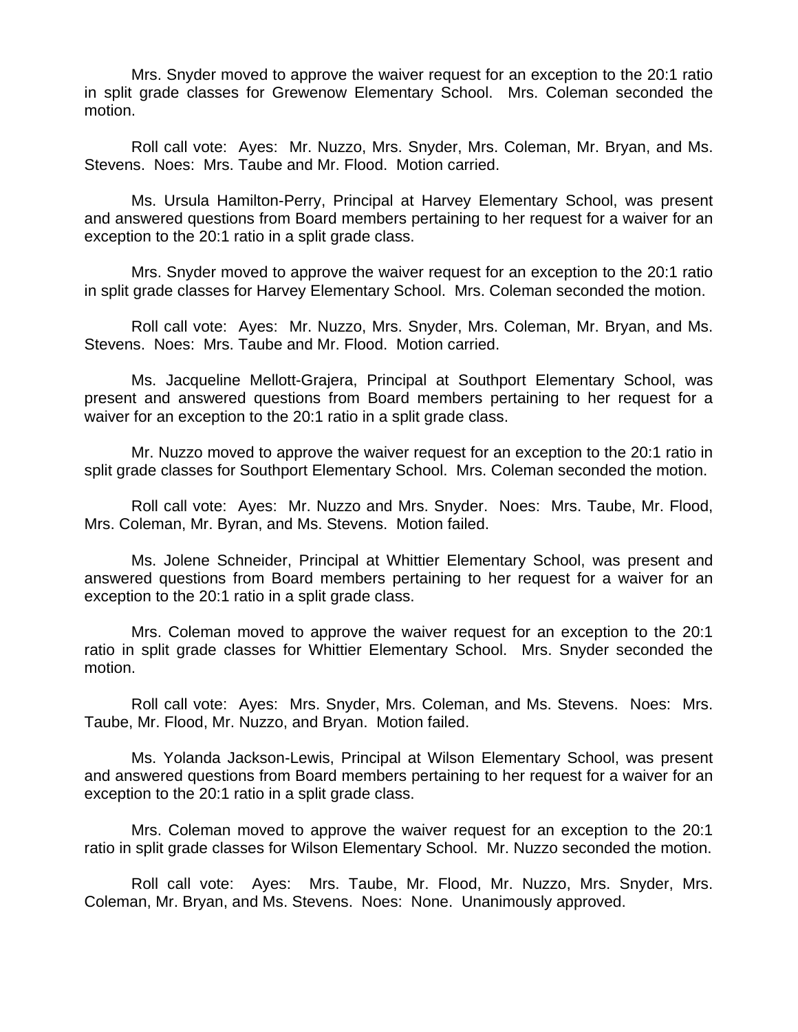Mrs. Snyder moved to approve the waiver request for an exception to the 20:1 ratio in split grade classes for Grewenow Elementary School. Mrs. Coleman seconded the motion.

Roll call vote: Ayes: Mr. Nuzzo, Mrs. Snyder, Mrs. Coleman, Mr. Bryan, and Ms. Stevens. Noes: Mrs. Taube and Mr. Flood. Motion carried.

Ms. Ursula Hamilton-Perry, Principal at Harvey Elementary School, was present and answered questions from Board members pertaining to her request for a waiver for an exception to the 20:1 ratio in a split grade class.

Mrs. Snyder moved to approve the waiver request for an exception to the 20:1 ratio in split grade classes for Harvey Elementary School. Mrs. Coleman seconded the motion.

Roll call vote: Ayes: Mr. Nuzzo, Mrs. Snyder, Mrs. Coleman, Mr. Bryan, and Ms. Stevens. Noes: Mrs. Taube and Mr. Flood. Motion carried.

Ms. Jacqueline Mellott-Grajera, Principal at Southport Elementary School, was present and answered questions from Board members pertaining to her request for a waiver for an exception to the 20:1 ratio in a split grade class.

Mr. Nuzzo moved to approve the waiver request for an exception to the 20:1 ratio in split grade classes for Southport Elementary School. Mrs. Coleman seconded the motion.

Roll call vote: Ayes: Mr. Nuzzo and Mrs. Snyder. Noes: Mrs. Taube, Mr. Flood, Mrs. Coleman, Mr. Byran, and Ms. Stevens. Motion failed.

Ms. Jolene Schneider, Principal at Whittier Elementary School, was present and answered questions from Board members pertaining to her request for a waiver for an exception to the 20:1 ratio in a split grade class.

Mrs. Coleman moved to approve the waiver request for an exception to the 20:1 ratio in split grade classes for Whittier Elementary School. Mrs. Snyder seconded the motion.

Roll call vote: Ayes: Mrs. Snyder, Mrs. Coleman, and Ms. Stevens. Noes: Mrs. Taube, Mr. Flood, Mr. Nuzzo, and Bryan. Motion failed.

Ms. Yolanda Jackson-Lewis, Principal at Wilson Elementary School, was present and answered questions from Board members pertaining to her request for a waiver for an exception to the 20:1 ratio in a split grade class.

Mrs. Coleman moved to approve the waiver request for an exception to the 20:1 ratio in split grade classes for Wilson Elementary School. Mr. Nuzzo seconded the motion.

Roll call vote: Ayes: Mrs. Taube, Mr. Flood, Mr. Nuzzo, Mrs. Snyder, Mrs. Coleman, Mr. Bryan, and Ms. Stevens. Noes: None. Unanimously approved.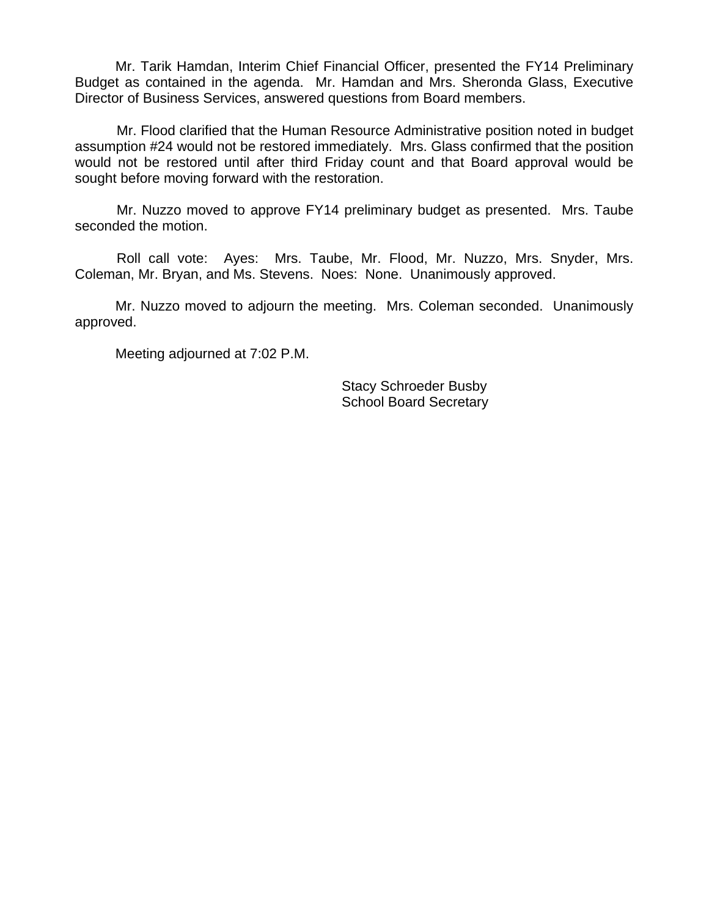Mr. Tarik Hamdan, Interim Chief Financial Officer, presented the FY14 Preliminary Budget as contained in the agenda. Mr. Hamdan and Mrs. Sheronda Glass, Executive Director of Business Services, answered questions from Board members.

Mr. Flood clarified that the Human Resource Administrative position noted in budget assumption #24 would not be restored immediately. Mrs. Glass confirmed that the position would not be restored until after third Friday count and that Board approval would be sought before moving forward with the restoration.

Mr. Nuzzo moved to approve FY14 preliminary budget as presented. Mrs. Taube seconded the motion.

Roll call vote: Ayes: Mrs. Taube, Mr. Flood, Mr. Nuzzo, Mrs. Snyder, Mrs. Coleman, Mr. Bryan, and Ms. Stevens. Noes: None. Unanimously approved.

Mr. Nuzzo moved to adjourn the meeting. Mrs. Coleman seconded. Unanimously approved.

Meeting adjourned at 7:02 P.M.

Stacy Schroeder Busby
School Board Secretary